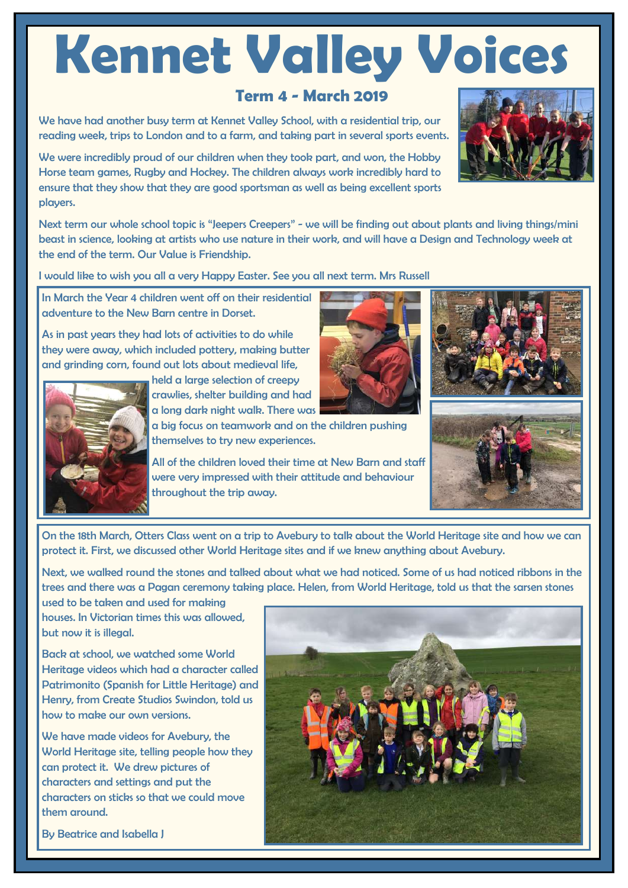# Kennet Valley Voices

## Term 4 - March 2019

We have had another busy term at Kennet Valley School, with a residential trip, our reading week, trips to London and to a farm, and taking part in several sports events.

We were incredibly proud of our children when they took part, and won, the Hobby Horse team games, Rugby and Hockey. The children always work incredibly hard to ensure that they show that they are good sportsman as well as being excellent sports players.

Next term our whole school topic is "Jeepers Creepers" - we will be finding out about plants and living things/mini beast in science, looking at artists who use nature in their work, and will have a Design and Technology week at the end of the term. Our Value is Friendship.

I would like to wish you all a very Happy Easter. See you all next term. Mrs Russell

In March the Year 4 children went off on their residential adventure to the New Barn centre in Dorset.

As in past years they had lots of activities to do while they were away, which included pottery, making butter and grinding corn, found out lots about medieval life, held a large selection of creepy crawlies, shelter building and had a long dark night walk. There was a big focus on teamwork and on the children pushing themselves to try new experiences.

All of the children loved their time at New Barn and staff were very impressed with their attitude and behaviour throughout the trip away.

On the 18th March, Otters Class went on a trip to Avebury to talk about the World Heritage site and how we can protect it. First, we discussed other World Heritage sites and if we knew anything about Avebury.

Next, we walked round the stones and talked about what we had noticed. Some of us had noticed ribbons in the trees and there was a Pagan ceremony taking place. Helen, from World Heritage, told us that the sarsen stones used to be taken and used for making houses. In Victorian times this was allowed, but now it is illegal.

Back at school, we watched some World Heritage videos which had a character called Patrimonito (Spanish for Little Heritage) and Henry, from Create Studios Swindon, told us how to make our own versions.

We have made videos for Avebury, the World Heritage site, telling people how they can protect it. We drew pictures of characters and settings and put the characters on sticks so that we could move them around.

By Beatrice and Isabella J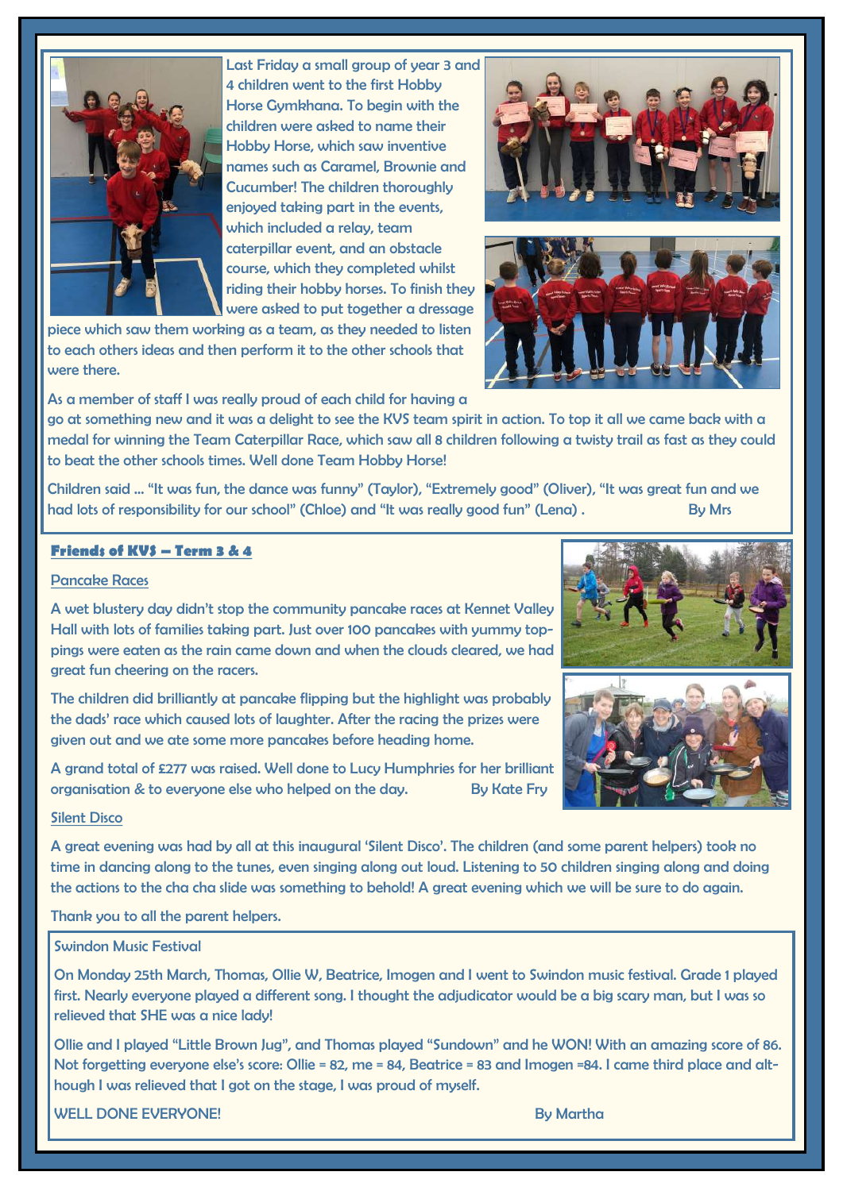Last Friday a small group of year 3 and 4 children went to the first Hobby Horse Gymkhana. To begin with the children were asked to name their Hobby Horse, which saw inventive names such as Caramel, Brownie and Cucumber! The children thoroughly enjoyed taking part in the events, which included a relay, team caterpillar event, and an obstacle course, which they completed whilst riding their hobby horses. To finish they were asked to put together a dressage piece which saw them working as a team, as they needed to listen to each others ideas and then perform it to the other schools that were there.

As a member of staff I was really proud of each child for having a go at something new and it was a delight to see the KVS team spirit in action. To top it all we came back with a medal for winning the Team Caterpillar Race, which saw all 8 children following a twisty trail as fast as they could to beat the other schools times. Well done Team Hobby Horse!

Children said … "It was fun, the dance was funny" (Taylor), "Extremely good" (Oliver), "It was great fun and we had lots of responsibility for our school" (Chloe) and "It was really good fun" (Lena) . By Mrs

## Friends of KVS – Term 3 & 4

### Pancake Races

A wet blustery day didn't stop the community pancake races at Kennet Valley Hall with lots of families taking part. Just over 100 pancakes with yummy toppings were eaten as the rain came down and when the clouds cleared, we had great fun cheering on the racers.

The children did brilliantly at pancake flipping but the highlight was probably the dads' race which caused lots of laughter. After the racing the prizes were given out and we ate some more pancakes before heading home.

A grand total of £277 was raised. Well done to Lucy Humphries for her brilliant organisation & to everyone else who helped on the day. By Kate Fry

### Silent Disco

A great evening was had by all at this inaugural 'Silent Disco'. The children (and some parent helpers) took no time in dancing along to the tunes, even singing along out loud. Listening to 50 children singing along and doing the actions to the cha cha slide was something to behold! A great evening which we will be sure to do again.

Thank you to all the parent helpers.

### Swindon Music Festival

On Monday 25th March, Thomas, Ollie W, Beatrice, Imogen and I went to Swindon music festival. Grade 1 played first. Nearly everyone played a different song. I thought the adjudicator would be a big scary man, but I was so relieved that SHE was a nice lady!

Ollie and I played "Little Brown Jug", and Thomas played "Sundown" and he WON! With an amazing score of 86. Not forgetting everyone else's score: Ollie = 82, me = 84, Beatrice = 83 and Imogen =84. I came third place and although I was relieved that I got on the stage, I was proud of myself.

WELL DONE EVERYONE! By Martha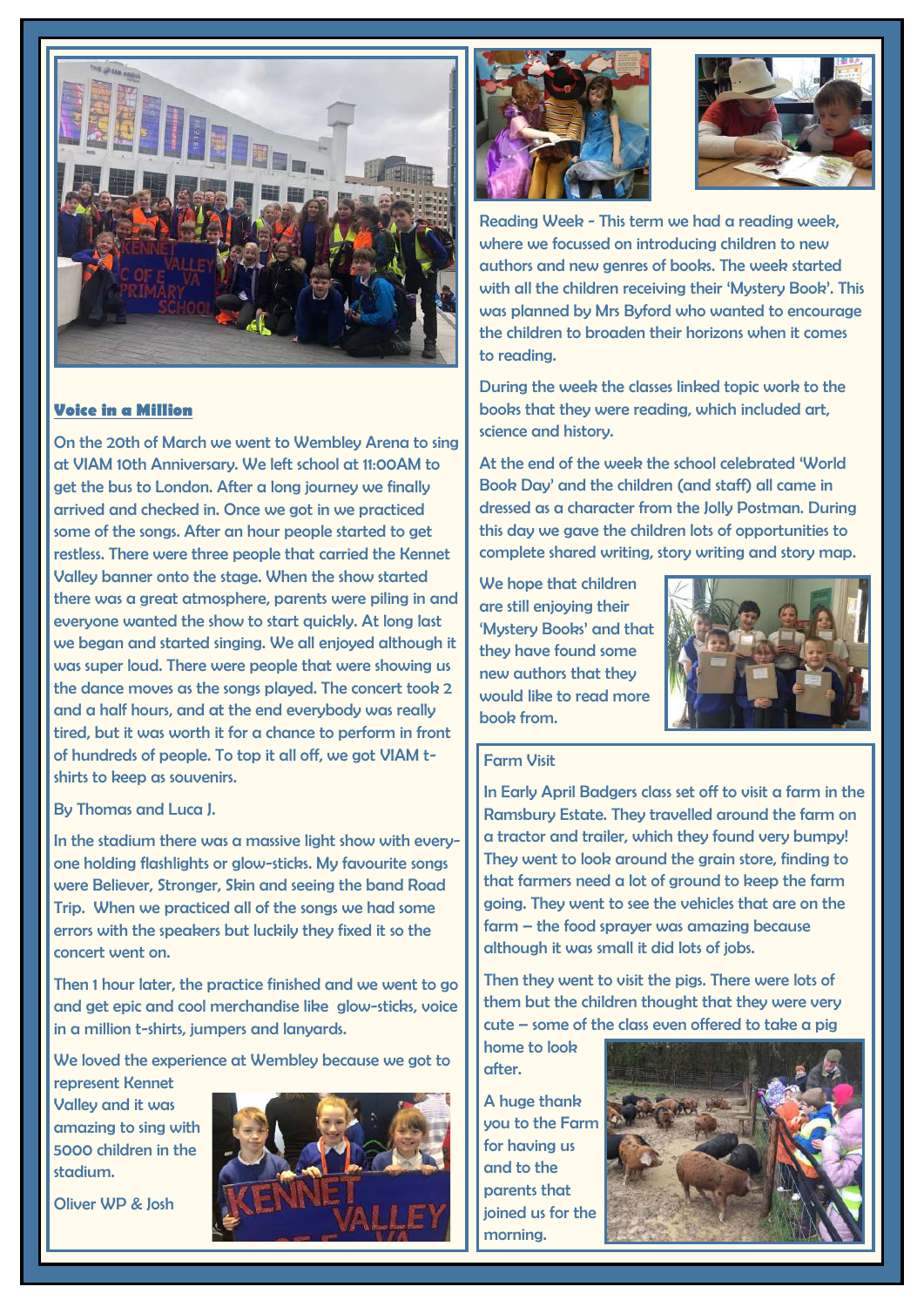## Voice in a Million

On the 20th of March we went to Wembley Arena to sing at VIAM 10th Anniversary. We left school at 11:00AM to get the bus to London. After a long journey we finally arrived and checked in. Once we got in we practiced some of the songs. After an hour people started to get restless. There were three people that carried the Kennet Valley banner onto the stage. When the show started there was a great atmosphere, parents were piling in and everyone wanted the show to start quickly. At long last we began and started singing. We all enjoyed although it was super loud. There were people that were showing us the dance moves as the songs played. The concert took 2 and a half hours, and at the end everybody was really tired, but it was worth it for a chance to perform in front of hundreds of people. To top it all off, we got VIAM t-shirts to keep as souvenirs.

By Thomas and Luca J.

In the stadium there was a massive light show with every-one holding flashlights or glow-sticks. My favourite songs were Believer, Stronger, Skin and seeing the band Road Trip. When we practiced all of the songs we had some errors with the speakers but luckily they fixed it so the concert went on.

Then 1 hour later, the practice finished and we went to go and get epic and cool merchandise like glow-sticks, voice in a million t-shirts, jumpers and lanyards.

We loved the experience at Wembley because we got to represent Kennet Valley and it was amazing to sing with 5000 children in the stadium.

Oliver WP & Josh

Reading Week - This term we had a reading week, where we focussed on introducing children to new authors and new genres of books. The week started with all the children receiving their 'Mystery Book'. This was planned by Mrs Byford who wanted to encourage the children to broaden their horizons when it comes to reading.

During the week the classes linked topic work to the books that they were reading, which included art, science and history.

At the end of the week the school celebrated 'World Book Day' and the children (and staff) all came in dressed as a character from the Jolly Postman. During this day we gave the children lots of opportunities to complete shared writing, story writing and story map.

We hope that children are still enjoying their 'Mystery Books' and that they have found some new authors that they would like to read more book from.

## Farm Visit

In Early April Badgers class set off to visit a farm in the Ramsbury Estate. They travelled around the farm on a tractor and trailer, which they found very bumpy! They went to look around the grain store, finding to that farmers need a lot of ground to keep the farm going. They went to see the vehicles that are on the farm – the food sprayer was amazing because although it was small it did lots of jobs.

Then they went to visit the pigs. There were lots of them but the children thought that they were very cute – some of the class even offered to take a pig home to look after.

A huge thank you to the Farm for having us and to the parents that joined us for the morning.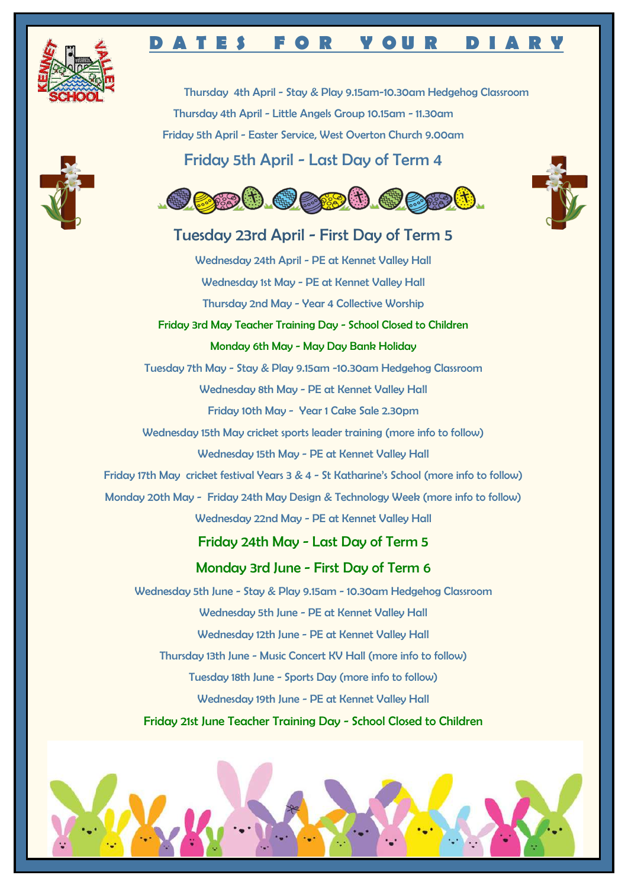# DATES FOR YOUR DIARY

Thursday 4th April - Stay & Play 9.15am-10.30am Hedgehog Classroom

Thursday 4th April - Little Angels Group 10.15am - 11.30am

Friday 5th April - Easter Service, West Overton Church 9.00am

## Friday 5th April - Last Day of Term 4

## Tuesday 23rd April - First Day of Term 5

Wednesday 24th April - PE at Kennet Valley Hall

Wednesday 1st May - PE at Kennet Valley Hall

Thursday 2nd May - Year 4 Collective Worship

Friday 3rd May Teacher Training Day - School Closed to Children

Monday 6th May - May Day Bank Holiday

Tuesday 7th May - Stay & Play 9.15am -10.30am Hedgehog Classroom

Wednesday 8th May - PE at Kennet Valley Hall

Friday 10th May - Year 1 Cake Sale 2.30pm

Wednesday 15th May cricket sports leader training (more info to follow)

Wednesday 15th May - PE at Kennet Valley Hall

Friday 17th May cricket festival Years 3 & 4 - St Katharine's School (more info to follow)

Monday 20th May - Friday 24th May Design & Technology Week (more info to follow)

Wednesday 22nd May - PE at Kennet Valley Hall

## Friday 24th May - Last Day of Term 5

## Monday 3rd June - First Day of Term 6

Wednesday 5th June - Stay & Play 9.15am - 10.30am Hedgehog Classroom

Wednesday 5th June - PE at Kennet Valley Hall

Wednesday 12th June - PE at Kennet Valley Hall

Thursday 13th June - Music Concert KV Hall (more info to follow)

Tuesday 18th June - Sports Day (more info to follow)

Wednesday 19th June - PE at Kennet Valley Hall

Friday 21st June Teacher Training Day - School Closed to Children